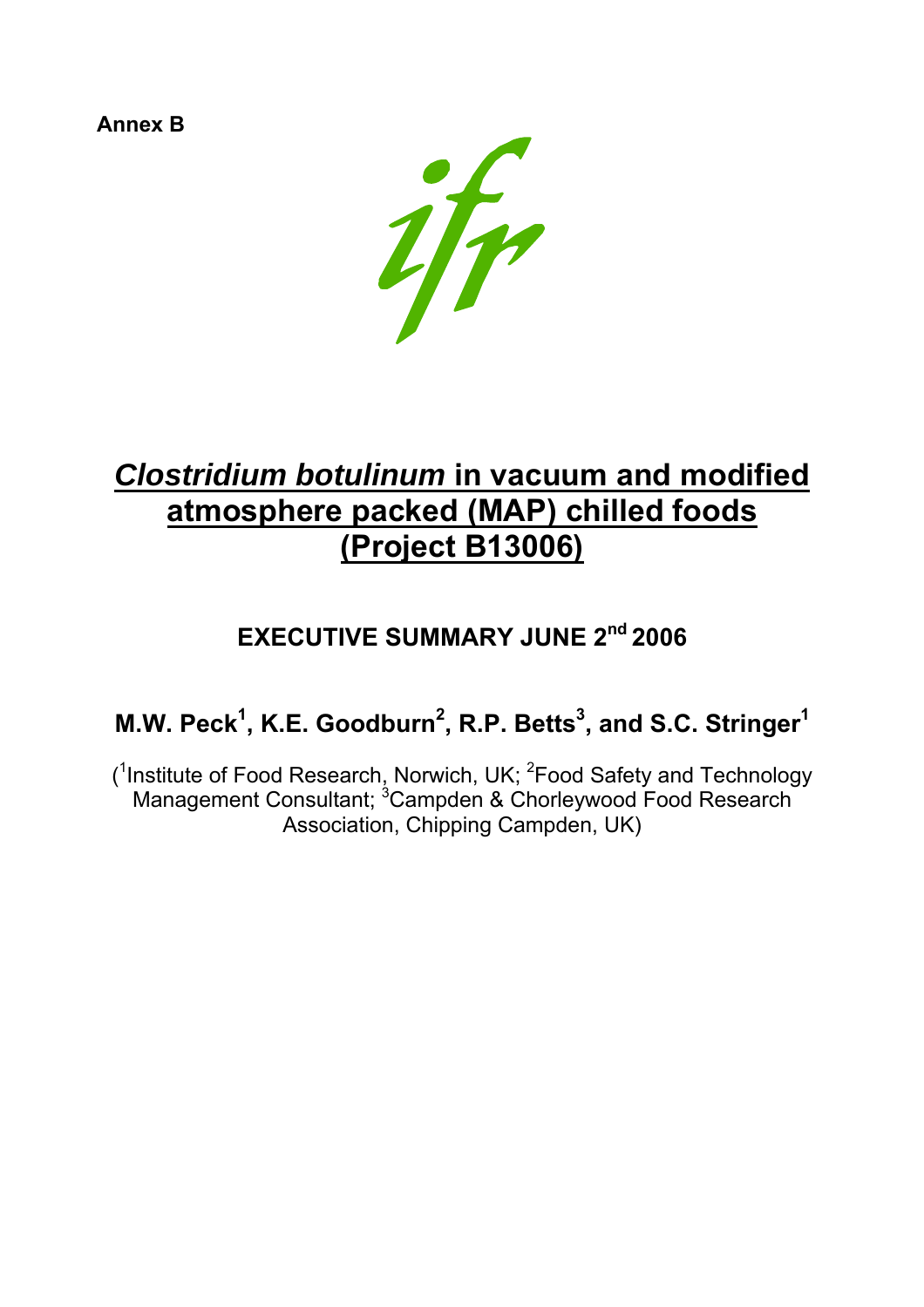**Annex B**

# *Clostridium botulinum* in vacuum and modified atmosphere packed (MAP) chilled foods (Project B13006)

## EXECUTIVE SUMMARY JUNE 2nd 2006

### M.W. Peck[1], K.E. Goodburn[2], R.P. Betts[3], and S.C. Stringer[1]

([1]Institute of Food Research, Norwich, UK; [2]Food Safety and Technology Management Consultant; [3]Campden & Chorleywood Food Research Association, Chipping Campden, UK)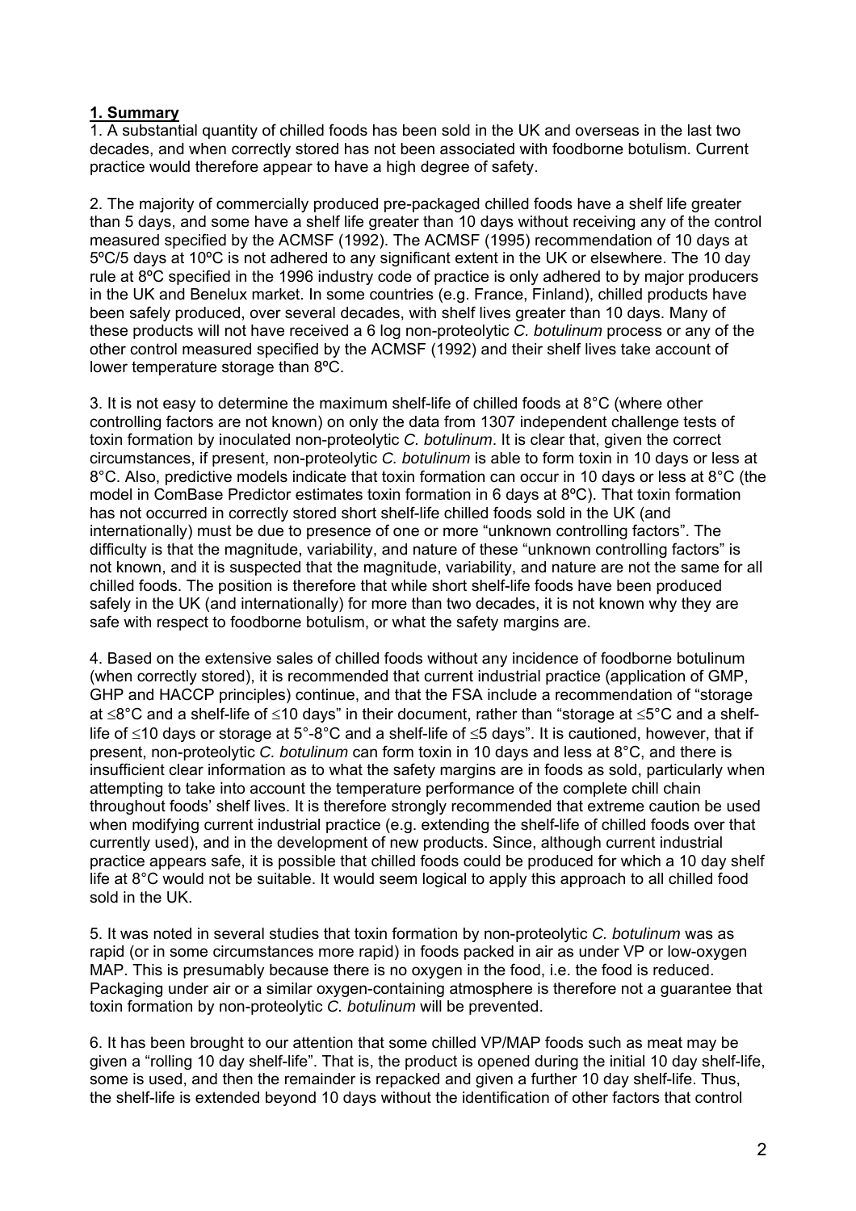## 1. Summary

1. A substantial quantity of chilled foods has been sold in the UK and overseas in the last two decades, and when correctly stored has not been associated with foodborne botulism. Current practice would therefore appear to have a high degree of safety.

2. The majority of commercially produced pre-packaged chilled foods have a shelf life greater than 5 days, and some have a shelf life greater than 10 days without receiving any of the control measured specified by the ACMSF (1992). The ACMSF (1995) recommendation of 10 days at 5ºC/5 days at 10ºC is not adhered to any significant extent in the UK or elsewhere. The 10 day rule at 8ºC specified in the 1996 industry code of practice is only adhered to by major producers in the UK and Benelux market. In some countries (e.g. France, Finland), chilled products have been safely produced, over several decades, with shelf lives greater than 10 days. Many of these products will not have received a 6 log non-proteolytic *C. botulinum* process or any of the other control measured specified by the ACMSF (1992) and their shelf lives take account of lower temperature storage than 8ºC.

3. It is not easy to determine the maximum shelf-life of chilled foods at 8°C (where other controlling factors are not known) on only the data from 1307 independent challenge tests of toxin formation by inoculated non-proteolytic *C. botulinum*. It is clear that, given the correct circumstances, if present, non-proteolytic *C. botulinum* is able to form toxin in 10 days or less at 8°C. Also, predictive models indicate that toxin formation can occur in 10 days or less at 8°C (the model in ComBase Predictor estimates toxin formation in 6 days at 8ºC). That toxin formation has not occurred in correctly stored short shelf-life chilled foods sold in the UK (and internationally) must be due to presence of one or more "unknown controlling factors". The difficulty is that the magnitude, variability, and nature of these "unknown controlling factors" is not known, and it is suspected that the magnitude, variability, and nature are not the same for all chilled foods. The position is therefore that while short shelf-life foods have been produced safely in the UK (and internationally) for more than two decades, it is not known why they are safe with respect to foodborne botulism, or what the safety margins are.

4. Based on the extensive sales of chilled foods without any incidence of foodborne botulinum (when correctly stored), it is recommended that current industrial practice (application of GMP, GHP and HACCP principles) continue, and that the FSA include a recommendation of "storage at ≤8°C and a shelf-life of ≤10 days" in their document, rather than "storage at ≤5°C and a shelf-life of ≤10 days or storage at 5°-8°C and a shelf-life of ≤5 days". It is cautioned, however, that if present, non-proteolytic *C. botulinum* can form toxin in 10 days and less at 8°C, and there is insufficient clear information as to what the safety margins are in foods as sold, particularly when attempting to take into account the temperature performance of the complete chill chain throughout foods' shelf lives. It is therefore strongly recommended that extreme caution be used when modifying current industrial practice (e.g. extending the shelf-life of chilled foods over that currently used), and in the development of new products. Since, although current industrial practice appears safe, it is possible that chilled foods could be produced for which a 10 day shelf life at 8°C would not be suitable. It would seem logical to apply this approach to all chilled food sold in the UK.

5. It was noted in several studies that toxin formation by non-proteolytic *C. botulinum* was as rapid (or in some circumstances more rapid) in foods packed in air as under VP or low-oxygen MAP. This is presumably because there is no oxygen in the food, i.e. the food is reduced. Packaging under air or a similar oxygen-containing atmosphere is therefore not a guarantee that toxin formation by non-proteolytic *C. botulinum* will be prevented.

6. It has been brought to our attention that some chilled VP/MAP foods such as meat may be given a "rolling 10 day shelf-life". That is, the product is opened during the initial 10 day shelf-life, some is used, and then the remainder is repacked and given a further 10 day shelf-life. Thus, the shelf-life is extended beyond 10 days without the identification of other factors that control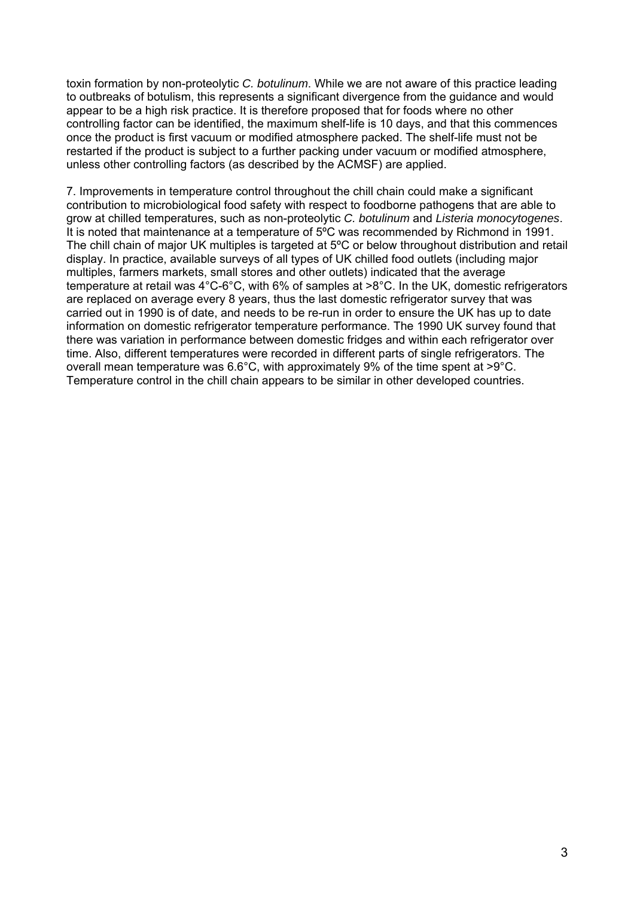toxin formation by non-proteolytic *C. botulinum*. While we are not aware of this practice leading to outbreaks of botulism, this represents a significant divergence from the guidance and would appear to be a high risk practice. It is therefore proposed that for foods where no other controlling factor can be identified, the maximum shelf-life is 10 days, and that this commences once the product is first vacuum or modified atmosphere packed. The shelf-life must not be restarted if the product is subject to a further packing under vacuum or modified atmosphere, unless other controlling factors (as described by the ACMSF) are applied.

7. Improvements in temperature control throughout the chill chain could make a significant contribution to microbiological food safety with respect to foodborne pathogens that are able to grow at chilled temperatures, such as non-proteolytic *C. botulinum* and *Listeria monocytogenes*. It is noted that maintenance at a temperature of 5ºC was recommended by Richmond in 1991. The chill chain of major UK multiples is targeted at 5ºC or below throughout distribution and retail display. In practice, available surveys of all types of UK chilled food outlets (including major multiples, farmers markets, small stores and other outlets) indicated that the average temperature at retail was 4°C-6°C, with 6% of samples at >8°C. In the UK, domestic refrigerators are replaced on average every 8 years, thus the last domestic refrigerator survey that was carried out in 1990 is of date, and needs to be re-run in order to ensure the UK has up to date information on domestic refrigerator temperature performance. The 1990 UK survey found that there was variation in performance between domestic fridges and within each refrigerator over time. Also, different temperatures were recorded in different parts of single refrigerators. The overall mean temperature was 6.6°C, with approximately 9% of the time spent at >9°C. Temperature control in the chill chain appears to be similar in other developed countries.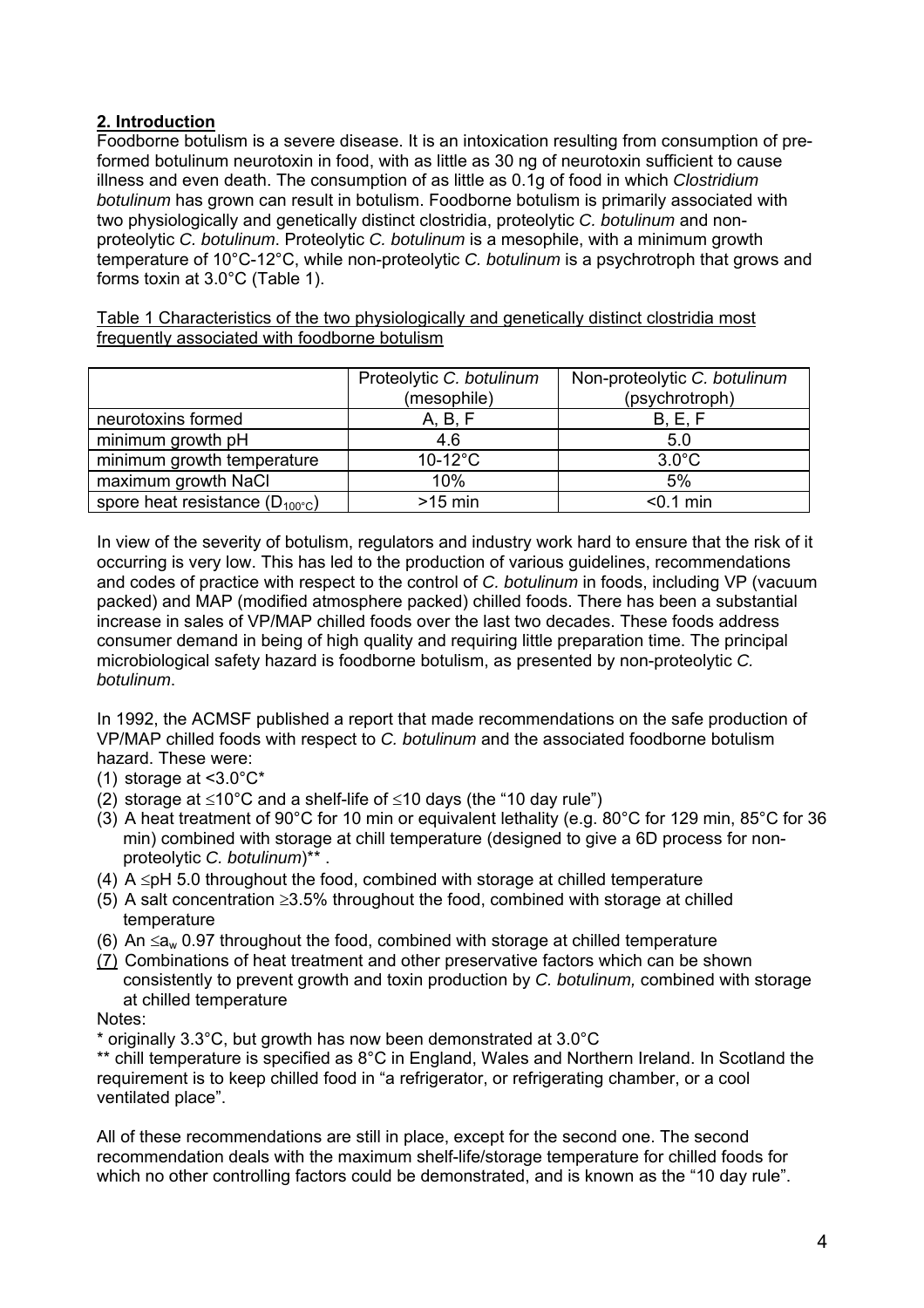## 2. Introduction

Foodborne botulism is a severe disease. It is an intoxication resulting from consumption of pre-formed botulinum neurotoxin in food, with as little as 30 ng of neurotoxin sufficient to cause illness and even death. The consumption of as little as 0.1g of food in which *Clostridium botulinum* has grown can result in botulism. Foodborne botulism is primarily associated with two physiologically and genetically distinct clostridia, proteolytic *C. botulinum* and non-proteolytic *C. botulinum*. Proteolytic *C. botulinum* is a mesophile, with a minimum growth temperature of 10°C-12°C, while non-proteolytic *C. botulinum* is a psychrotroph that grows and forms toxin at 3.0°C (Table 1).

Table 1 Characteristics of the two physiologically and genetically distinct clostridia most frequently associated with foodborne botulism

| | Proteolytic *C. botulinum* (mesophile) | Non-proteolytic *C. botulinum* (psychrotroph) |
|---|---|---|
| neurotoxins formed | A, B, F | B, E, F |
| minimum growth pH | 4.6 | 5.0 |
| minimum growth temperature | 10-12°C | 3.0°C |
| maximum growth NaCl | 10% | 5% |
| spore heat resistance ($D_{100°C}$) | >15 min | <0.1 min |

In view of the severity of botulism, regulators and industry work hard to ensure that the risk of it occurring is very low. This has led to the production of various guidelines, recommendations and codes of practice with respect to the control of *C. botulinum* in foods, including VP (vacuum packed) and MAP (modified atmosphere packed) chilled foods. There has been a substantial increase in sales of VP/MAP chilled foods over the last two decades. These foods address consumer demand in being of high quality and requiring little preparation time. The principal microbiological safety hazard is foodborne botulism, as presented by non-proteolytic *C. botulinum*.

In 1992, the ACMSF published a report that made recommendations on the safe production of VP/MAP chilled foods with respect to *C. botulinum* and the associated foodborne botulism hazard. These were:

(1) storage at <3.0°C*
(2) storage at ≤10°C and a shelf-life of ≤10 days (the "10 day rule")
(3) A heat treatment of 90°C for 10 min or equivalent lethality (e.g. 80°C for 129 min, 85°C for 36 min) combined with storage at chill temperature (designed to give a 6D process for non-proteolytic *C. botulinum*)** .
(4) A ≤pH 5.0 throughout the food, combined with storage at chilled temperature
(5) A salt concentration ≥3.5% throughout the food, combined with storage at chilled temperature
(6) An ≤$a_w$ 0.97 throughout the food, combined with storage at chilled temperature
(7) Combinations of heat treatment and other preservative factors which can be shown consistently to prevent growth and toxin production by *C. botulinum,* combined with storage at chilled temperature

Notes:

\* originally 3.3°C, but growth has now been demonstrated at 3.0°C

** chill temperature is specified as 8°C in England, Wales and Northern Ireland. In Scotland the requirement is to keep chilled food in "a refrigerator, or refrigerating chamber, or a cool ventilated place".

All of these recommendations are still in place, except for the second one. The second recommendation deals with the maximum shelf-life/storage temperature for chilled foods for which no other controlling factors could be demonstrated, and is known as the "10 day rule".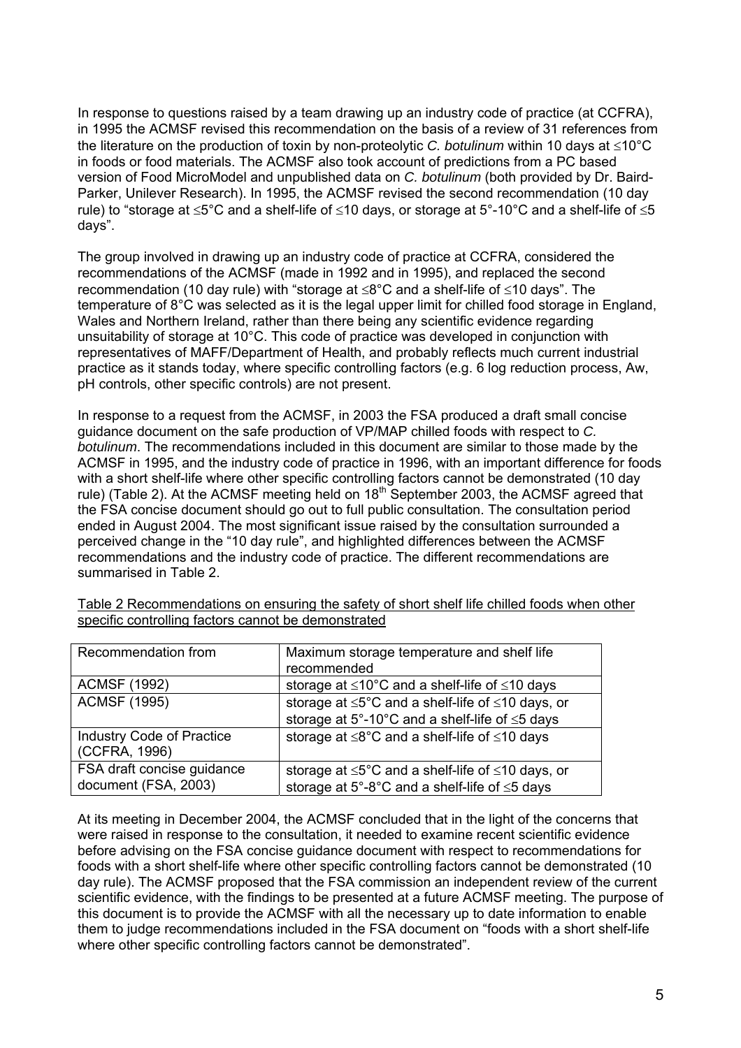In response to questions raised by a team drawing up an industry code of practice (at CCFRA), in 1995 the ACMSF revised this recommendation on the basis of a review of 31 references from the literature on the production of toxin by non-proteolytic *C. botulinum* within 10 days at ≤10°C in foods or food materials. The ACMSF also took account of predictions from a PC based version of Food MicroModel and unpublished data on *C. botulinum* (both provided by Dr. Baird-Parker, Unilever Research). In 1995, the ACMSF revised the second recommendation (10 day rule) to "storage at ≤5°C and a shelf-life of ≤10 days, or storage at 5°-10°C and a shelf-life of ≤5 days".

The group involved in drawing up an industry code of practice at CCFRA, considered the recommendations of the ACMSF (made in 1992 and in 1995), and replaced the second recommendation (10 day rule) with "storage at ≤8°C and a shelf-life of ≤10 days". The temperature of 8°C was selected as it is the legal upper limit for chilled food storage in England, Wales and Northern Ireland, rather than there being any scientific evidence regarding unsuitability of storage at 10°C. This code of practice was developed in conjunction with representatives of MAFF/Department of Health, and probably reflects much current industrial practice as it stands today, where specific controlling factors (e.g. 6 log reduction process, Aw, pH controls, other specific controls) are not present.

In response to a request from the ACMSF, in 2003 the FSA produced a draft small concise guidance document on the safe production of VP/MAP chilled foods with respect to *C. botulinum*. The recommendations included in this document are similar to those made by the ACMSF in 1995, and the industry code of practice in 1996, with an important difference for foods with a short shelf-life where other specific controlling factors cannot be demonstrated (10 day rule) (Table 2). At the ACMSF meeting held on 18th September 2003, the ACMSF agreed that the FSA concise document should go out to full public consultation. The consultation period ended in August 2004. The most significant issue raised by the consultation surrounded a perceived change in the "10 day rule", and highlighted differences between the ACMSF recommendations and the industry code of practice. The different recommendations are summarised in Table 2.

Table 2 Recommendations on ensuring the safety of short shelf life chilled foods when other specific controlling factors cannot be demonstrated

| Recommendation from | Maximum storage temperature and shelf life recommended |
|---|---|
| ACMSF (1992) | storage at ≤10°C and a shelf-life of ≤10 days |
| ACMSF (1995) | storage at ≤5°C and a shelf-life of ≤10 days, or storage at 5°-10°C and a shelf-life of ≤5 days |
| Industry Code of Practice (CCFRA, 1996) | storage at ≤8°C and a shelf-life of ≤10 days |
| FSA draft concise guidance document (FSA, 2003) | storage at ≤5°C and a shelf-life of ≤10 days, or storage at 5°-8°C and a shelf-life of ≤5 days |

At its meeting in December 2004, the ACMSF concluded that in the light of the concerns that were raised in response to the consultation, it needed to examine recent scientific evidence before advising on the FSA concise guidance document with respect to recommendations for foods with a short shelf-life where other specific controlling factors cannot be demonstrated (10 day rule). The ACMSF proposed that the FSA commission an independent review of the current scientific evidence, with the findings to be presented at a future ACMSF meeting. The purpose of this document is to provide the ACMSF with all the necessary up to date information to enable them to judge recommendations included in the FSA document on "foods with a short shelf-life where other specific controlling factors cannot be demonstrated".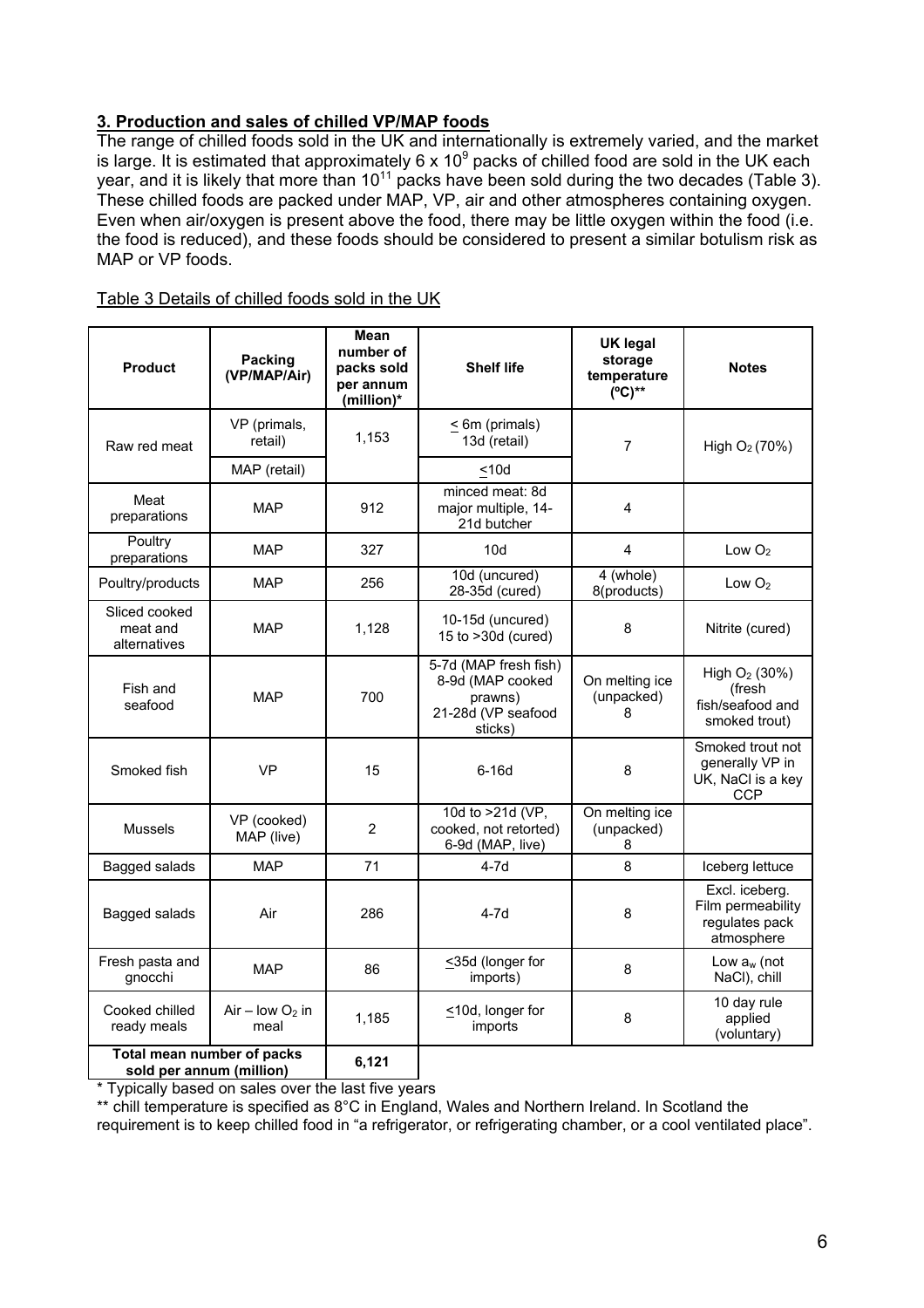## 3. Production and sales of chilled VP/MAP foods

The range of chilled foods sold in the UK and internationally is extremely varied, and the market is large. It is estimated that approximately $6 \times 10^9$ packs of chilled food are sold in the UK each year, and it is likely that more than $10^{11}$ packs have been sold during the two decades (Table 3). These chilled foods are packed under MAP, VP, air and other atmospheres containing oxygen. Even when air/oxygen is present above the food, there may be little oxygen within the food (i.e. the food is reduced), and these foods should be considered to present a similar botulism risk as MAP or VP foods.

Table 3 Details of chilled foods sold in the UK

| Product | Packing (VP/MAP/Air) | Mean number of packs sold per annum (million)* | Shelf life | UK legal storage temperature (ºC)** | Notes |
|---|---|---|---|---|---|
| Raw red meat | VP (primals, retail) | 1,153 | ≤ 6m (primals) 13d (retail) | 7 | High $O_2$ (70%) |
| | MAP (retail) | | ≤10d | | |
| Meat preparations | MAP | 912 | minced meat: 8d major multiple, 14-21d butcher | 4 | |
| Poultry preparations | MAP | 327 | 10d | 4 | Low $O_2$ |
| Poultry/products | MAP | 256 | 10d (uncured) 28-35d (cured) | 4 (whole) 8(products) | Low $O_2$ |
| Sliced cooked meat and alternatives | MAP | 1,128 | 10-15d (uncured) 15 to >30d (cured) | 8 | Nitrite (cured) |
| Fish and seafood | MAP | 700 | 5-7d (MAP fresh fish) 8-9d (MAP cooked prawns) 21-28d (VP seafood sticks) | On melting ice (unpacked) 8 | High $O_2$ (30%) (fresh fish/seafood and smoked trout) |
| Smoked fish | VP | 15 | 6-16d | 8 | Smoked trout not generally VP in UK, NaCl is a key CCP |
| Mussels | VP (cooked) MAP (live) | 2 | 10d to >21d (VP, cooked, not retorted) 6-9d (MAP, live) | On melting ice (unpacked) 8 | |
| Bagged salads | MAP | 71 | 4-7d | 8 | Iceberg lettuce |
| Bagged salads | Air | 286 | 4-7d | 8 | Excl. iceberg. Film permeability regulates pack atmosphere |
| Fresh pasta and gnocchi | MAP | 86 | ≤35d (longer for imports) | 8 | Low $a_w$ (not NaCl), chill |
| Cooked chilled ready meals | Air – low $O_2$ in meal | 1,185 | ≤10d, longer for imports | 8 | 10 day rule applied (voluntary) |
| Total mean number of packs sold per annum (million) | | 6,121 | | | |

\* Typically based on sales over the last five years

\*\* chill temperature is specified as 8°C in England, Wales and Northern Ireland. In Scotland the requirement is to keep chilled food in "a refrigerator, or refrigerating chamber, or a cool ventilated place".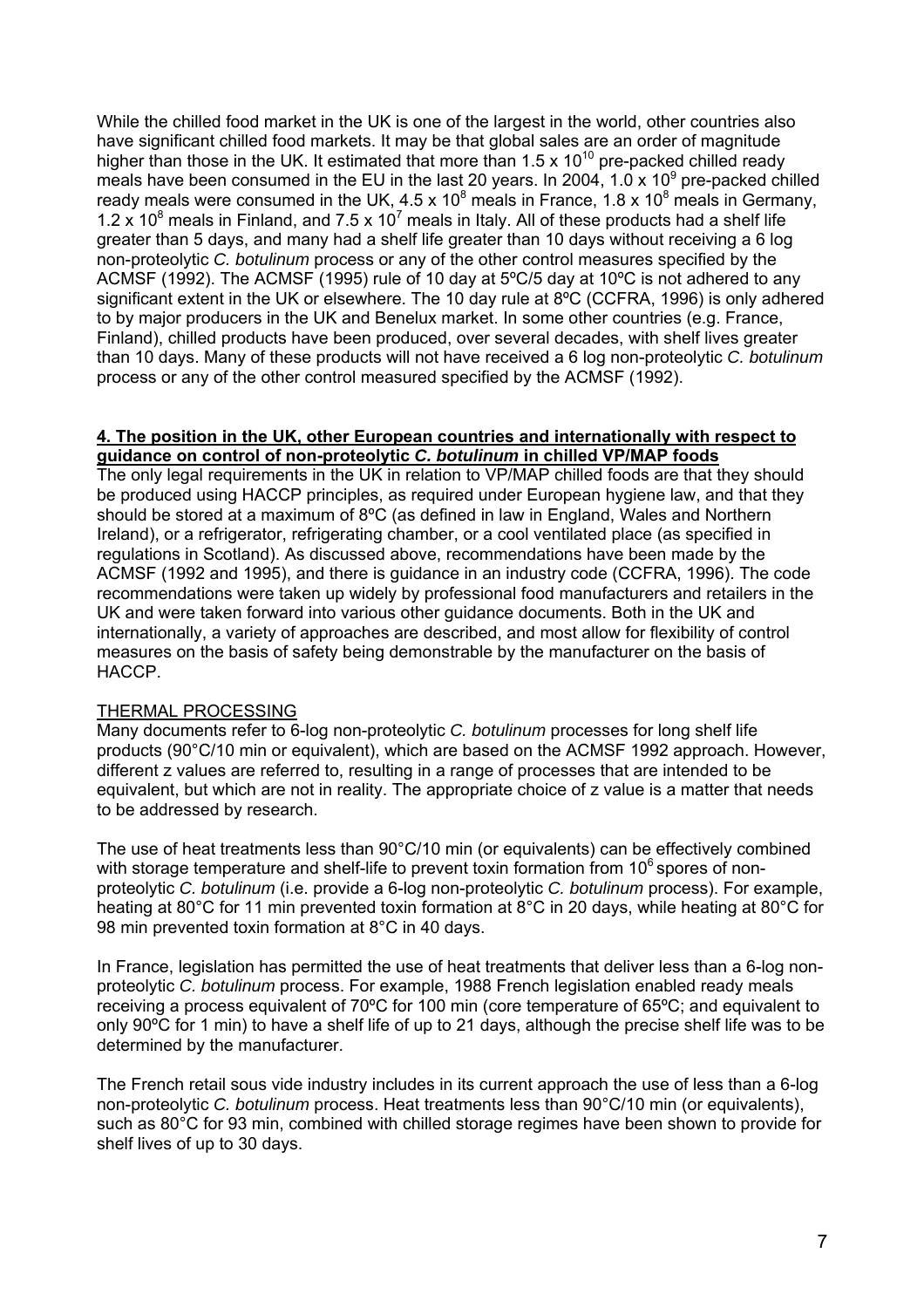While the chilled food market in the UK is one of the largest in the world, other countries also have significant chilled food markets. It may be that global sales are an order of magnitude higher than those in the UK. It estimated that more than $1.5 \times 10^{10}$ pre-packed chilled ready meals have been consumed in the EU in the last 20 years. In 2004, $1.0 \times 10^{9}$ pre-packed chilled ready meals were consumed in the UK, $4.5 \times 10^{8}$ meals in France, $1.8 \times 10^{8}$ meals in Germany, $1.2 \times 10^{8}$ meals in Finland, and $7.5 \times 10^{7}$ meals in Italy. All of these products had a shelf life greater than 5 days, and many had a shelf life greater than 10 days without receiving a 6 log non-proteolytic *C. botulinum* process or any of the other control measures specified by the ACMSF (1992). The ACMSF (1995) rule of 10 day at 5ºC/5 day at 10ºC is not adhered to any significant extent in the UK or elsewhere. The 10 day rule at 8ºC (CCFRA, 1996) is only adhered to by major producers in the UK and Benelux market. In some other countries (e.g. France, Finland), chilled products have been produced, over several decades, with shelf lives greater than 10 days. Many of these products will not have received a 6 log non-proteolytic *C. botulinum* process or any of the other control measured specified by the ACMSF (1992).

## 4. The position in the UK, other European countries and internationally with respect to guidance on control of non-proteolytic *C. botulinum* in chilled VP/MAP foods

The only legal requirements in the UK in relation to VP/MAP chilled foods are that they should be produced using HACCP principles, as required under European hygiene law, and that they should be stored at a maximum of 8ºC (as defined in law in England, Wales and Northern Ireland), or a refrigerator, refrigerating chamber, or a cool ventilated place (as specified in regulations in Scotland). As discussed above, recommendations have been made by the ACMSF (1992 and 1995), and there is guidance in an industry code (CCFRA, 1996). The code recommendations were taken up widely by professional food manufacturers and retailers in the UK and were taken forward into various other guidance documents. Both in the UK and internationally, a variety of approaches are described, and most allow for flexibility of control measures on the basis of safety being demonstrable by the manufacturer on the basis of HACCP.

### THERMAL PROCESSING

Many documents refer to 6-log non-proteolytic *C. botulinum* processes for long shelf life products (90°C/10 min or equivalent), which are based on the ACMSF 1992 approach. However, different z values are referred to, resulting in a range of processes that are intended to be equivalent, but which are not in reality. The appropriate choice of z value is a matter that needs to be addressed by research.

The use of heat treatments less than 90°C/10 min (or equivalents) can be effectively combined with storage temperature and shelf-life to prevent toxin formation from $10^{6}$ spores of non-proteolytic *C. botulinum* (i.e. provide a 6-log non-proteolytic *C. botulinum* process). For example, heating at 80°C for 11 min prevented toxin formation at 8°C in 20 days, while heating at 80°C for 98 min prevented toxin formation at 8°C in 40 days.

In France, legislation has permitted the use of heat treatments that deliver less than a 6-log non-proteolytic *C. botulinum* process. For example, 1988 French legislation enabled ready meals receiving a process equivalent of 70ºC for 100 min (core temperature of 65ºC; and equivalent to only 90ºC for 1 min) to have a shelf life of up to 21 days, although the precise shelf life was to be determined by the manufacturer.

The French retail sous vide industry includes in its current approach the use of less than a 6-log non-proteolytic *C. botulinum* process. Heat treatments less than 90°C/10 min (or equivalents), such as 80°C for 93 min, combined with chilled storage regimes have been shown to provide for shelf lives of up to 30 days.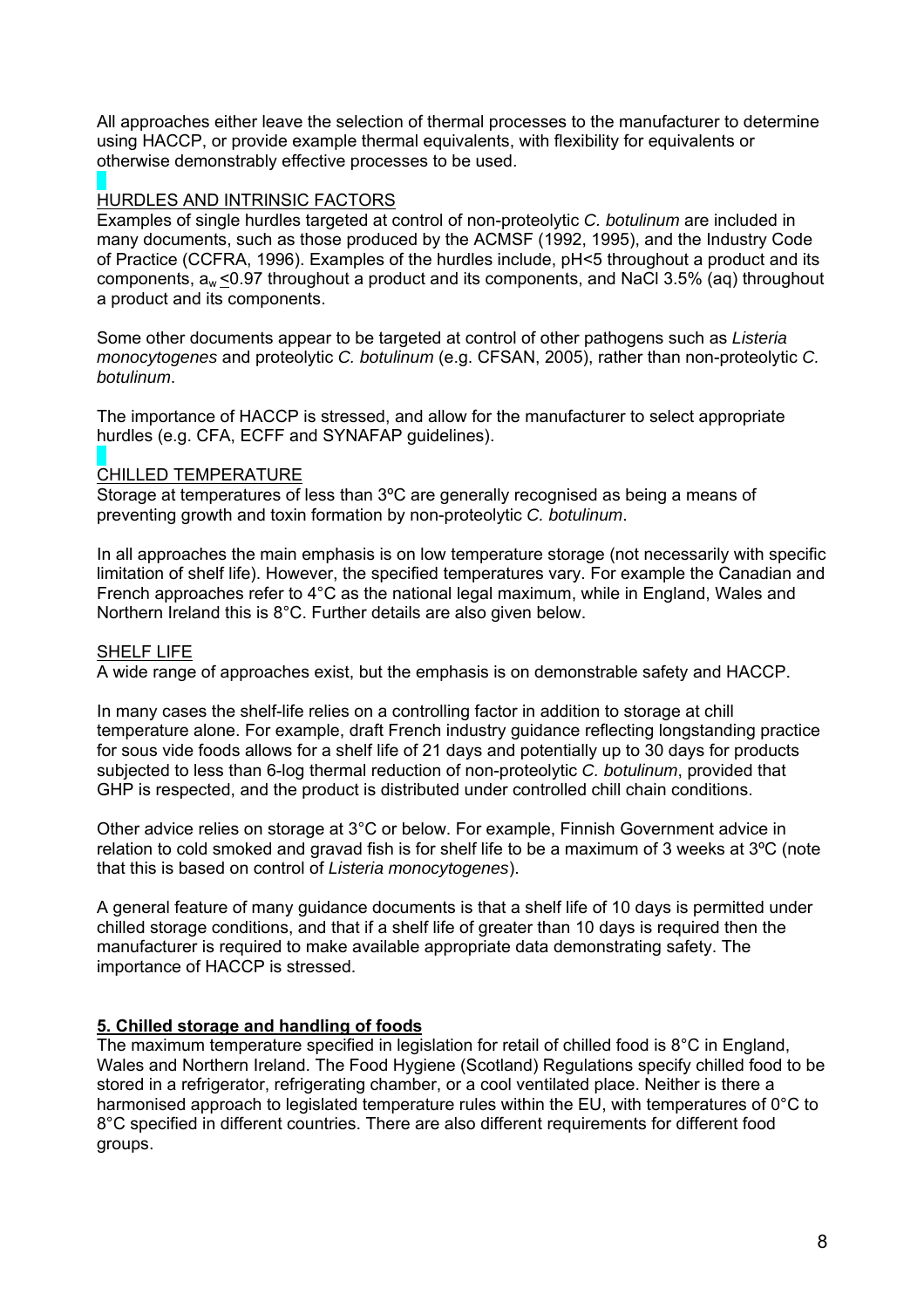All approaches either leave the selection of thermal processes to the manufacturer to determine using HACCP, or provide example thermal equivalents, with flexibility for equivalents or otherwise demonstrably effective processes to be used.

HURDLES AND INTRINSIC FACTORS

Examples of single hurdles targeted at control of non-proteolytic *C. botulinum* are included in many documents, such as those produced by the ACMSF (1992, 1995), and the Industry Code of Practice (CCFRA, 1996). Examples of the hurdles include, pH<5 throughout a product and its components, $a_w \leq 0.97$ throughout a product and its components, and NaCl 3.5% (aq) throughout a product and its components.

Some other documents appear to be targeted at control of other pathogens such as *Listeria monocytogenes* and proteolytic *C. botulinum* (e.g. CFSAN, 2005), rather than non-proteolytic *C. botulinum*.

The importance of HACCP is stressed, and allow for the manufacturer to select appropriate hurdles (e.g. CFA, ECFF and SYNAFAP guidelines).

CHILLED TEMPERATURE

Storage at temperatures of less than 3ºC are generally recognised as being a means of preventing growth and toxin formation by non-proteolytic *C. botulinum*.

In all approaches the main emphasis is on low temperature storage (not necessarily with specific limitation of shelf life). However, the specified temperatures vary. For example the Canadian and French approaches refer to 4°C as the national legal maximum, while in England, Wales and Northern Ireland this is 8°C. Further details are also given below.

SHELF LIFE

A wide range of approaches exist, but the emphasis is on demonstrable safety and HACCP.

In many cases the shelf-life relies on a controlling factor in addition to storage at chill temperature alone. For example, draft French industry guidance reflecting longstanding practice for sous vide foods allows for a shelf life of 21 days and potentially up to 30 days for products subjected to less than 6-log thermal reduction of non-proteolytic *C. botulinum*, provided that GHP is respected, and the product is distributed under controlled chill chain conditions.

Other advice relies on storage at 3°C or below. For example, Finnish Government advice in relation to cold smoked and gravad fish is for shelf life to be a maximum of 3 weeks at 3ºC (note that this is based on control of *Listeria monocytogenes*).

A general feature of many guidance documents is that a shelf life of 10 days is permitted under chilled storage conditions, and that if a shelf life of greater than 10 days is required then the manufacturer is required to make available appropriate data demonstrating safety. The importance of HACCP is stressed.

## 5. Chilled storage and handling of foods

The maximum temperature specified in legislation for retail of chilled food is 8°C in England, Wales and Northern Ireland. The Food Hygiene (Scotland) Regulations specify chilled food to be stored in a refrigerator, refrigerating chamber, or a cool ventilated place. Neither is there a harmonised approach to legislated temperature rules within the EU, with temperatures of 0°C to 8°C specified in different countries. There are also different requirements for different food groups.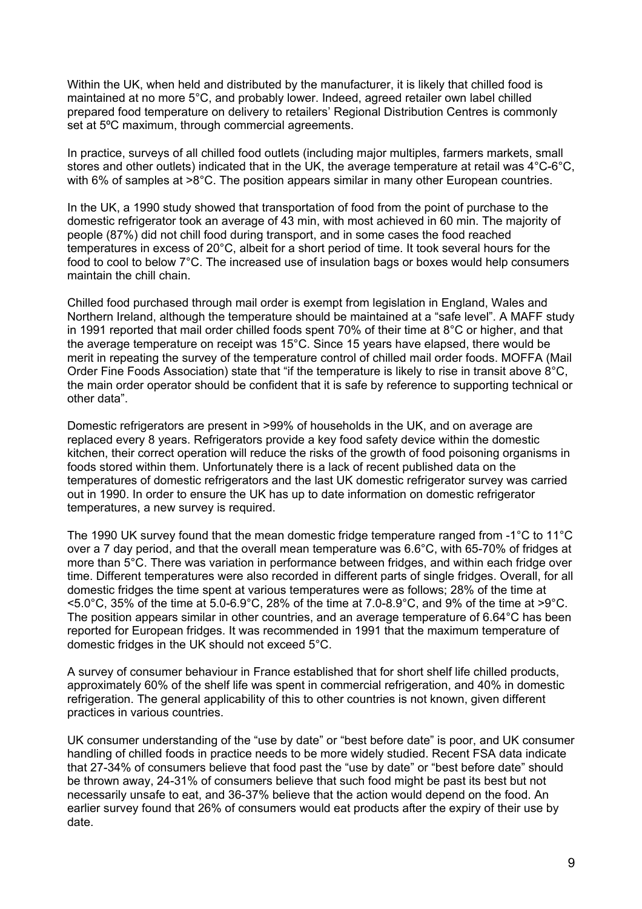Within the UK, when held and distributed by the manufacturer, it is likely that chilled food is maintained at no more 5°C, and probably lower. Indeed, agreed retailer own label chilled prepared food temperature on delivery to retailers' Regional Distribution Centres is commonly set at 5ºC maximum, through commercial agreements.

In practice, surveys of all chilled food outlets (including major multiples, farmers markets, small stores and other outlets) indicated that in the UK, the average temperature at retail was 4°C-6°C, with 6% of samples at >8°C. The position appears similar in many other European countries.

In the UK, a 1990 study showed that transportation of food from the point of purchase to the domestic refrigerator took an average of 43 min, with most achieved in 60 min. The majority of people (87%) did not chill food during transport, and in some cases the food reached temperatures in excess of 20°C, albeit for a short period of time. It took several hours for the food to cool to below 7°C. The increased use of insulation bags or boxes would help consumers maintain the chill chain.

Chilled food purchased through mail order is exempt from legislation in England, Wales and Northern Ireland, although the temperature should be maintained at a "safe level". A MAFF study in 1991 reported that mail order chilled foods spent 70% of their time at 8°C or higher, and that the average temperature on receipt was 15°C. Since 15 years have elapsed, there would be merit in repeating the survey of the temperature control of chilled mail order foods. MOFFA (Mail Order Fine Foods Association) state that "if the temperature is likely to rise in transit above 8°C, the main order operator should be confident that it is safe by reference to supporting technical or other data".

Domestic refrigerators are present in >99% of households in the UK, and on average are replaced every 8 years. Refrigerators provide a key food safety device within the domestic kitchen, their correct operation will reduce the risks of the growth of food poisoning organisms in foods stored within them. Unfortunately there is a lack of recent published data on the temperatures of domestic refrigerators and the last UK domestic refrigerator survey was carried out in 1990. In order to ensure the UK has up to date information on domestic refrigerator temperatures, a new survey is required.

The 1990 UK survey found that the mean domestic fridge temperature ranged from -1°C to 11°C over a 7 day period, and that the overall mean temperature was 6.6°C, with 65-70% of fridges at more than 5°C. There was variation in performance between fridges, and within each fridge over time. Different temperatures were also recorded in different parts of single fridges. Overall, for all domestic fridges the time spent at various temperatures were as follows; 28% of the time at <5.0°C, 35% of the time at 5.0-6.9°C, 28% of the time at 7.0-8.9°C, and 9% of the time at >9°C. The position appears similar in other countries, and an average temperature of 6.64°C has been reported for European fridges. It was recommended in 1991 that the maximum temperature of domestic fridges in the UK should not exceed 5°C.

A survey of consumer behaviour in France established that for short shelf life chilled products, approximately 60% of the shelf life was spent in commercial refrigeration, and 40% in domestic refrigeration. The general applicability of this to other countries is not known, given different practices in various countries.

UK consumer understanding of the "use by date" or "best before date" is poor, and UK consumer handling of chilled foods in practice needs to be more widely studied. Recent FSA data indicate that 27-34% of consumers believe that food past the "use by date" or "best before date" should be thrown away, 24-31% of consumers believe that such food might be past its best but not necessarily unsafe to eat, and 36-37% believe that the action would depend on the food. An earlier survey found that 26% of consumers would eat products after the expiry of their use by date.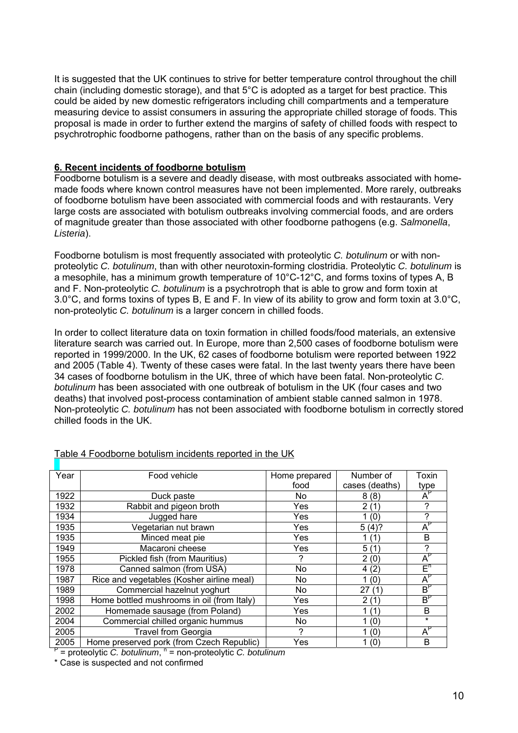It is suggested that the UK continues to strive for better temperature control throughout the chill chain (including domestic storage), and that 5°C is adopted as a target for best practice. This could be aided by new domestic refrigerators including chill compartments and a temperature measuring device to assist consumers in assuring the appropriate chilled storage of foods. This proposal is made in order to further extend the margins of safety of chilled foods with respect to psychrotrophic foodborne pathogens, rather than on the basis of any specific problems.

## 6. Recent incidents of foodborne botulism

Foodborne botulism is a severe and deadly disease, with most outbreaks associated with home-made foods where known control measures have not been implemented. More rarely, outbreaks of foodborne botulism have been associated with commercial foods and with restaurants. Very large costs are associated with botulism outbreaks involving commercial foods, and are orders of magnitude greater than those associated with other foodborne pathogens (e.g. *Salmonella*, *Listeria*).

Foodborne botulism is most frequently associated with proteolytic *C. botulinum* or with non-proteolytic *C. botulinum*, than with other neurotoxin-forming clostridia. Proteolytic *C. botulinum* is a mesophile, has a minimum growth temperature of 10°C-12°C, and forms toxins of types A, B and F. Non-proteolytic *C. botulinum* is a psychrotroph that is able to grow and form toxin at 3.0°C, and forms toxins of types B, E and F. In view of its ability to grow and form toxin at 3.0°C, non-proteolytic *C. botulinum* is a larger concern in chilled foods.

In order to collect literature data on toxin formation in chilled foods/food materials, an extensive literature search was carried out. In Europe, more than 2,500 cases of foodborne botulism were reported in 1999/2000. In the UK, 62 cases of foodborne botulism were reported between 1922 and 2005 (Table 4). Twenty of these cases were fatal. In the last twenty years there have been 34 cases of foodborne botulism in the UK, three of which have been fatal. Non-proteolytic *C. botulinum* has been associated with one outbreak of botulism in the UK (four cases and two deaths) that involved post-process contamination of ambient stable canned salmon in 1978. Non-proteolytic *C. botulinum* has not been associated with foodborne botulism in correctly stored chilled foods in the UK.

Table 4 Foodborne botulism incidents reported in the UK

| Year | Food vehicle | Home prepared food | Number of cases (deaths) | Toxin type |
|---|---|---|---|---|
| 1922 | Duck paste | No | 8 (8) | $A^p$ |
| 1932 | Rabbit and pigeon broth | Yes | 2 (1) | ? |
| 1934 | Jugged hare | Yes | 1 (0) | ? |
| 1935 | Vegetarian nut brawn | Yes | 5 (4)? | $A^p$ |
| 1935 | Minced meat pie | Yes | 1 (1) | B |
| 1949 | Macaroni cheese | Yes | 5 (1) | ? |
| 1955 | Pickled fish (from Mauritius) | ? | 2 (0) | $A^p$ |
| 1978 | Canned salmon (from USA) | No | 4 (2) | $E^n$ |
| 1987 | Rice and vegetables (Kosher airline meal) | No | 1 (0) | $A^p$ |
| 1989 | Commercial hazelnut yoghurt | No | 27 (1) | $B^p$ |
| 1998 | Home bottled mushrooms in oil (from Italy) | Yes | 2 (1) | $B^p$ |
| 2002 | Homemade sausage (from Poland) | Yes | 1 (1) | B |
| 2004 | Commercial chilled organic hummus | No | 1 (0) | * |
| 2005 | Travel from Georgia | ? | 1 (0) | $A^p$ |
| 2005 | Home preserved pork (from Czech Republic) | Yes | 1 (0) | B |

$^p$ = proteolytic *C. botulinum*, $^n$ = non-proteolytic *C. botulinum*

\* Case is suspected and not confirmed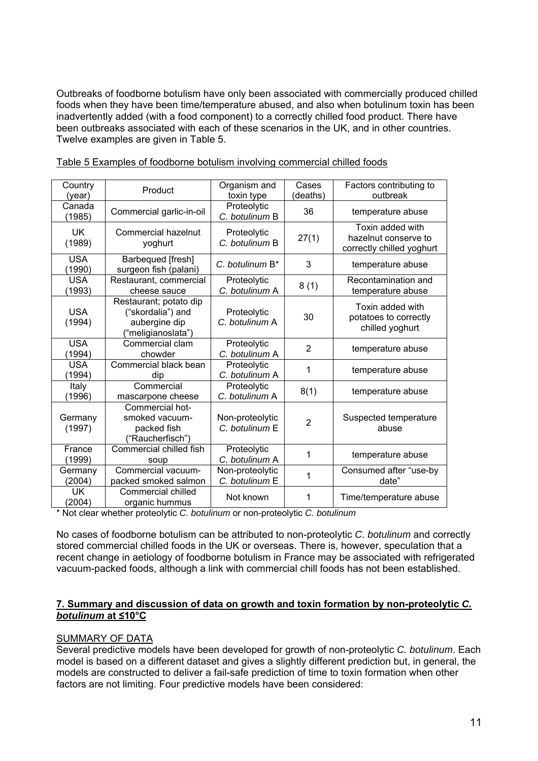Outbreaks of foodborne botulism have only been associated with commercially produced chilled foods when they have been time/temperature abused, and also when botulinum toxin has been inadvertently added (with a food component) to a correctly chilled food product. There have been outbreaks associated with each of these scenarios in the UK, and in other countries. Twelve examples are given in Table 5.

Table 5 Examples of foodborne botulism involving commercial chilled foods

| Country (year) | Product | Organism and toxin type | Cases (deaths) | Factors contributing to outbreak |
|---|---|---|---|---|
| Canada (1985) | Commercial garlic-in-oil | Proteolytic *C. botulinum* B | 36 | temperature abuse |
| UK (1989) | Commercial hazelnut yoghurt | Proteolytic *C. botulinum* B | 27(1) | Toxin added with hazelnut conserve to correctly chilled yoghurt |
| USA (1990) | Barbequed [fresh] surgeon fish (palani) | *C. botulinum* B* | 3 | temperature abuse |
| USA (1993) | Restaurant, commercial cheese sauce | Proteolytic *C. botulinum* A | 8 (1) | Recontamination and temperature abuse |
| USA (1994) | Restaurant; potato dip ("skordalia") and aubergine dip ("meligianoslata") | Proteolytic *C. botulinum* A | 30 | Toxin added with potatoes to correctly chilled yoghurt |
| USA (1994) | Commercial clam chowder | Proteolytic *C. botulinum* A | 2 | temperature abuse |
| USA (1994) | Commercial black bean dip | Proteolytic *C. botulinum* A | 1 | temperature abuse |
| Italy (1996) | Commercial mascarpone cheese | Proteolytic *C. botulinum* A | 8(1) | temperature abuse |
| Germany (1997) | Commercial hot-smoked vacuum-packed fish ("Raucherfisch") | Non-proteolytic *C. botulinum* E | 2 | Suspected temperature abuse |
| France (1999) | Commercial chilled fish soup | Proteolytic *C. botulinum* A | 1 | temperature abuse |
| Germany (2004) | Commercial vacuum-packed smoked salmon | Non-proteolytic *C. botulinum* E | 1 | Consumed after "use-by date" |
| UK (2004) | Commercial chilled organic hummus | Not known | 1 | Time/temperature abuse |

\* Not clear whether proteolytic *C. botulinum* or non-proteolytic *C. botulinum*

No cases of foodborne botulism can be attributed to non-proteolytic *C. botulinum* and correctly stored commercial chilled foods in the UK or overseas. There is, however, speculation that a recent change in aetiology of foodborne botulism in France may be associated with refrigerated vacuum-packed foods, although a link with commercial chill foods has not been established.

## 7. Summary and discussion of data on growth and toxin formation by non-proteolytic *C. botulinum* at ≤10°C

### SUMMARY OF DATA

Several predictive models have been developed for growth of non-proteolytic *C. botulinum*. Each model is based on a different dataset and gives a slightly different prediction but, in general, the models are constructed to deliver a fail-safe prediction of time to toxin formation when other factors are not limiting. Four predictive models have been considered: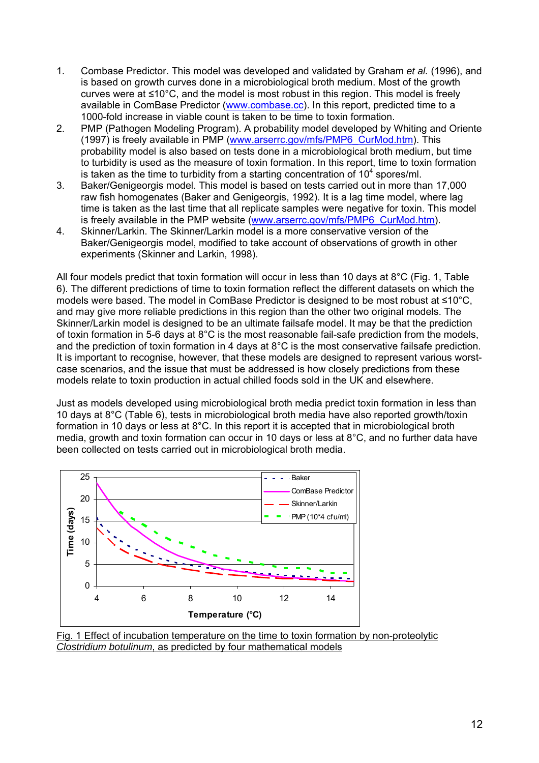1. Combase Predictor. This model was developed and validated by Graham *et al.* (1996), and is based on growth curves done in a microbiological broth medium. Most of the growth curves were at ≤10°C, and the model is most robust in this region. This model is freely available in ComBase Predictor (www.combase.cc). In this report, predicted time to a 1000-fold increase in viable count is taken to be time to toxin formation.
2. PMP (Pathogen Modeling Program). A probability model developed by Whiting and Oriente (1997) is freely available in PMP (www.arserrc.gov/mfs/PMP6_CurMod.htm). This probability model is also based on tests done in a microbiological broth medium, but time to turbidity is used as the measure of toxin formation. In this report, time to toxin formation is taken as the time to turbidity from a starting concentration of $10^4$ spores/ml.
3. Baker/Genigeorgis model. This model is based on tests carried out in more than 17,000 raw fish homogenates (Baker and Genigeorgis, 1992). It is a lag time model, where lag time is taken as the last time that all replicate samples were negative for toxin. This model is freely available in the PMP website (www.arserrc.gov/mfs/PMP6_CurMod.htm).
4. Skinner/Larkin. The Skinner/Larkin model is a more conservative version of the Baker/Genigeorgis model, modified to take account of observations of growth in other experiments (Skinner and Larkin, 1998).

All four models predict that toxin formation will occur in less than 10 days at 8°C (Fig. 1, Table 6). The different predictions of time to toxin formation reflect the different datasets on which the models were based. The model in ComBase Predictor is designed to be most robust at ≤10°C, and may give more reliable predictions in this region than the other two original models. The Skinner/Larkin model is designed to be an ultimate failsafe model. It may be that the prediction of toxin formation in 5-6 days at 8°C is the most reasonable fail-safe prediction from the models, and the prediction of toxin formation in 4 days at 8°C is the most conservative failsafe prediction. It is important to recognise, however, that these models are designed to represent various worst-case scenarios, and the issue that must be addressed is how closely predictions from these models relate to toxin production in actual chilled foods sold in the UK and elsewhere.

Just as models developed using microbiological broth media predict toxin formation in less than 10 days at 8°C (Table 6), tests in microbiological broth media have also reported growth/toxin formation in 10 days or less at 8°C. In this report it is accepted that in microbiological broth media, growth and toxin formation can occur in 10 days or less at 8°C, and no further data have been collected on tests carried out in microbiological broth media.

Fig. 1 Effect of incubation temperature on the time to toxin formation by non-proteolytic *Clostridium botulinum*, as predicted by four mathematical models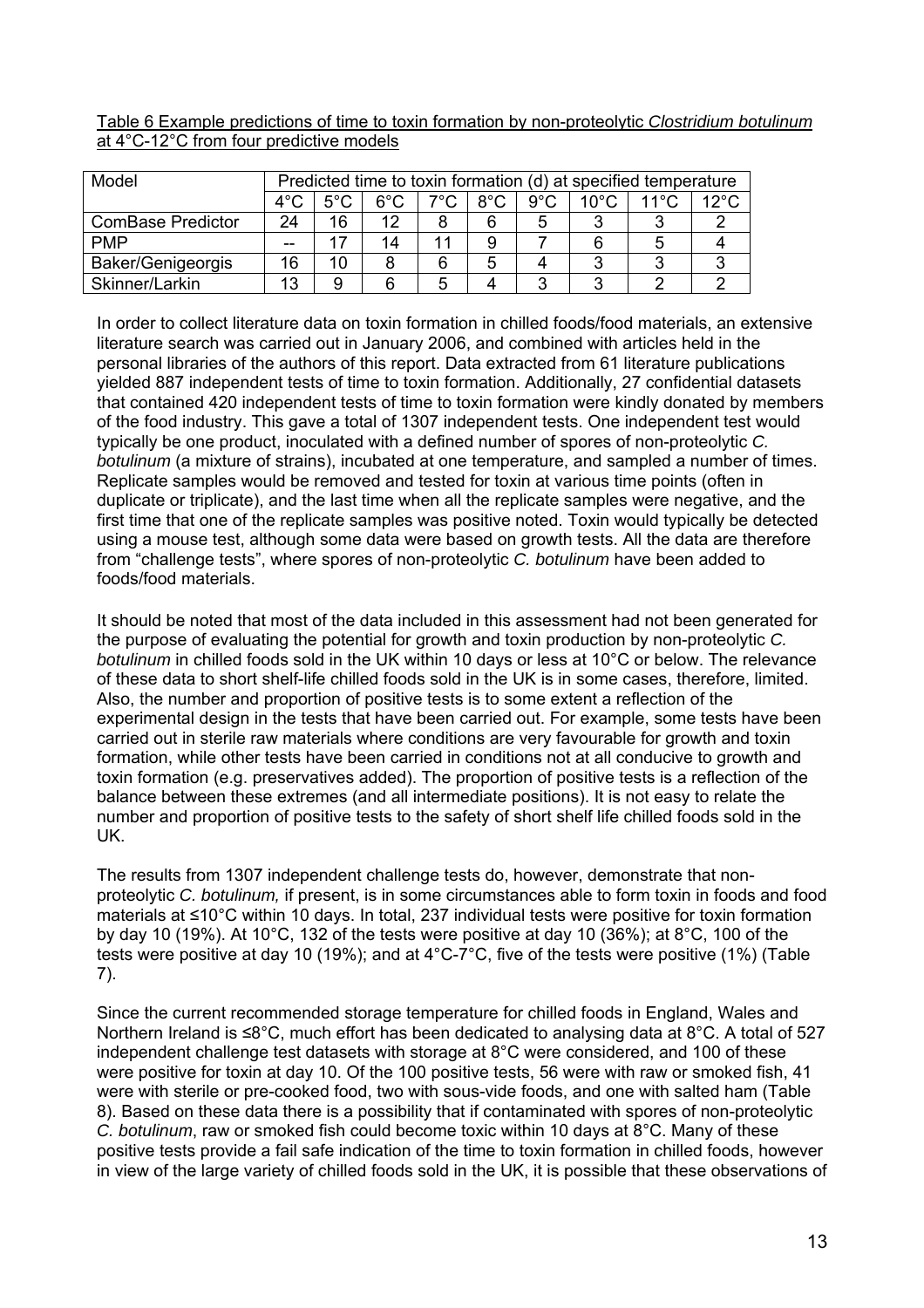Table 6 Example predictions of time to toxin formation by non-proteolytic *Clostridium botulinum* at 4°C-12°C from four predictive models

| Model | Predicted time to toxin formation (d) at specified temperature | | | | | | | | |
|---|---|---|---|---|---|---|---|---|---|
| | 4°C | 5°C | 6°C | 7°C | 8°C | 9°C | 10°C | 11°C | 12°C |
| ComBase Predictor | 24 | 16 | 12 | 8 | 6 | 5 | 3 | 3 | 2 |
| PMP | -- | 17 | 14 | 11 | 9 | 7 | 6 | 5 | 4 |
| Baker/Genigeorgis | 16 | 10 | 8 | 6 | 5 | 4 | 3 | 3 | 3 |
| Skinner/Larkin | 13 | 9 | 6 | 5 | 4 | 3 | 3 | 2 | 2 |

In order to collect literature data on toxin formation in chilled foods/food materials, an extensive literature search was carried out in January 2006, and combined with articles held in the personal libraries of the authors of this report. Data extracted from 61 literature publications yielded 887 independent tests of time to toxin formation. Additionally, 27 confidential datasets that contained 420 independent tests of time to toxin formation were kindly donated by members of the food industry. This gave a total of 1307 independent tests. One independent test would typically be one product, inoculated with a defined number of spores of non-proteolytic *C. botulinum* (a mixture of strains), incubated at one temperature, and sampled a number of times. Replicate samples would be removed and tested for toxin at various time points (often in duplicate or triplicate), and the last time when all the replicate samples were negative, and the first time that one of the replicate samples was positive noted. Toxin would typically be detected using a mouse test, although some data were based on growth tests. All the data are therefore from "challenge tests", where spores of non-proteolytic *C. botulinum* have been added to foods/food materials.

It should be noted that most of the data included in this assessment had not been generated for the purpose of evaluating the potential for growth and toxin production by non-proteolytic *C. botulinum* in chilled foods sold in the UK within 10 days or less at 10°C or below. The relevance of these data to short shelf-life chilled foods sold in the UK is in some cases, therefore, limited. Also, the number and proportion of positive tests is to some extent a reflection of the experimental design in the tests that have been carried out. For example, some tests have been carried out in sterile raw materials where conditions are very favourable for growth and toxin formation, while other tests have been carried in conditions not at all conducive to growth and toxin formation (e.g. preservatives added). The proportion of positive tests is a reflection of the balance between these extremes (and all intermediate positions). It is not easy to relate the number and proportion of positive tests to the safety of short shelf life chilled foods sold in the UK.

The results from 1307 independent challenge tests do, however, demonstrate that non-proteolytic *C. botulinum,* if present, is in some circumstances able to form toxin in foods and food materials at ≤10°C within 10 days. In total, 237 individual tests were positive for toxin formation by day 10 (19%). At 10°C, 132 of the tests were positive at day 10 (36%); at 8°C, 100 of the tests were positive at day 10 (19%); and at 4°C-7°C, five of the tests were positive (1%) (Table 7).

Since the current recommended storage temperature for chilled foods in England, Wales and Northern Ireland is ≤8°C, much effort has been dedicated to analysing data at 8°C. A total of 527 independent challenge test datasets with storage at 8°C were considered, and 100 of these were positive for toxin at day 10. Of the 100 positive tests, 56 were with raw or smoked fish, 41 were with sterile or pre-cooked food, two with sous-vide foods, and one with salted ham (Table 8). Based on these data there is a possibility that if contaminated with spores of non-proteolytic *C. botulinum*, raw or smoked fish could become toxic within 10 days at 8°C. Many of these positive tests provide a fail safe indication of the time to toxin formation in chilled foods, however in view of the large variety of chilled foods sold in the UK, it is possible that these observations of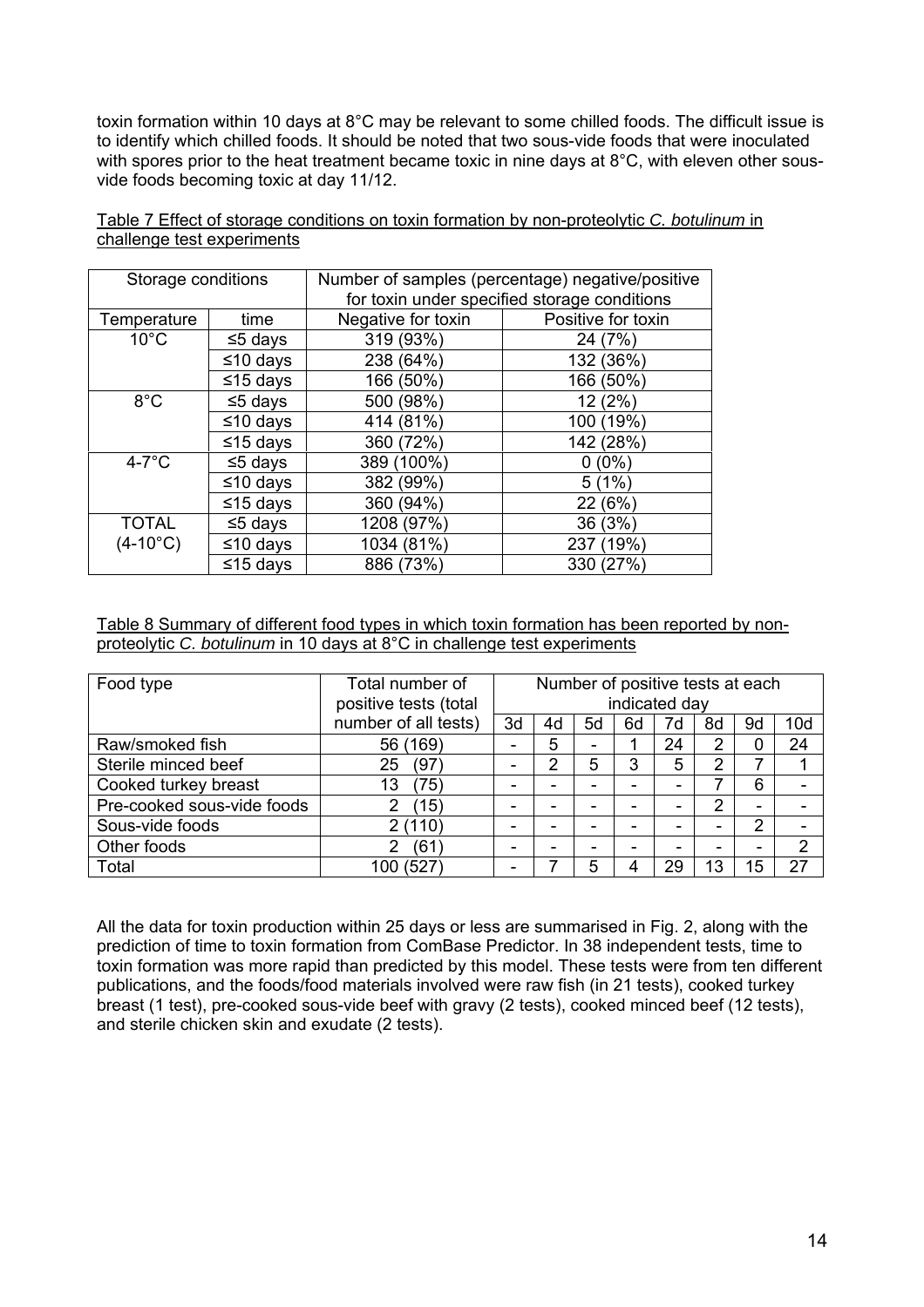toxin formation within 10 days at 8°C may be relevant to some chilled foods. The difficult issue is to identify which chilled foods. It should be noted that two sous-vide foods that were inoculated with spores prior to the heat treatment became toxic in nine days at 8°C, with eleven other sous-vide foods becoming toxic at day 11/12.

Table 7 Effect of storage conditions on toxin formation by non-proteolytic *C. botulinum* in challenge test experiments

| Storage conditions | | Number of samples (percentage) negative/positive for toxin under specified storage conditions | |
|---|---|---|---|
| Temperature | time | Negative for toxin | Positive for toxin |
| 10°C | ≤5 days | 319 (93%) | 24 (7%) |
| | ≤10 days | 238 (64%) | 132 (36%) |
| | ≤15 days | 166 (50%) | 166 (50%) |
| 8°C | ≤5 days | 500 (98%) | 12 (2%) |
| | ≤10 days | 414 (81%) | 100 (19%) |
| | ≤15 days | 360 (72%) | 142 (28%) |
| 4-7°C | ≤5 days | 389 (100%) | 0 (0%) |
| | ≤10 days | 382 (99%) | 5 (1%) |
| | ≤15 days | 360 (94%) | 22 (6%) |
| TOTAL (4-10°C) | ≤5 days | 1208 (97%) | 36 (3%) |
| | ≤10 days | 1034 (81%) | 237 (19%) |
| | ≤15 days | 886 (73%) | 330 (27%) |

Table 8 Summary of different food types in which toxin formation has been reported by non-proteolytic *C. botulinum* in 10 days at 8°C in challenge test experiments

| Food type | Total number of positive tests (total number of all tests) | Number of positive tests at each indicated day | | | | | | | |
|---|---|---|---|---|---|---|---|---|---|
| | | 3d | 4d | 5d | 6d | 7d | 8d | 9d | 10d |
| Raw/smoked fish | 56 (169) | - | 5 | - | 1 | 24 | 2 | 0 | 24 |
| Sterile minced beef | 25 (97) | - | 2 | 5 | 3 | 5 | 2 | 7 | 1 |
| Cooked turkey breast | 13 (75) | - | - | - | - | - | 7 | 6 | - |
| Pre-cooked sous-vide foods | 2 (15) | - | - | - | - | - | 2 | - | - |
| Sous-vide foods | 2 (110) | - | - | - | - | - | - | 2 | - |
| Other foods | 2 (61) | - | - | - | - | - | - | - | 2 |
| Total | 100 (527) | - | 7 | 5 | 4 | 29 | 13 | 15 | 27 |

All the data for toxin production within 25 days or less are summarised in Fig. 2, along with the prediction of time to toxin formation from ComBase Predictor. In 38 independent tests, time to toxin formation was more rapid than predicted by this model. These tests were from ten different publications, and the foods/food materials involved were raw fish (in 21 tests), cooked turkey breast (1 test), pre-cooked sous-vide beef with gravy (2 tests), cooked minced beef (12 tests), and sterile chicken skin and exudate (2 tests).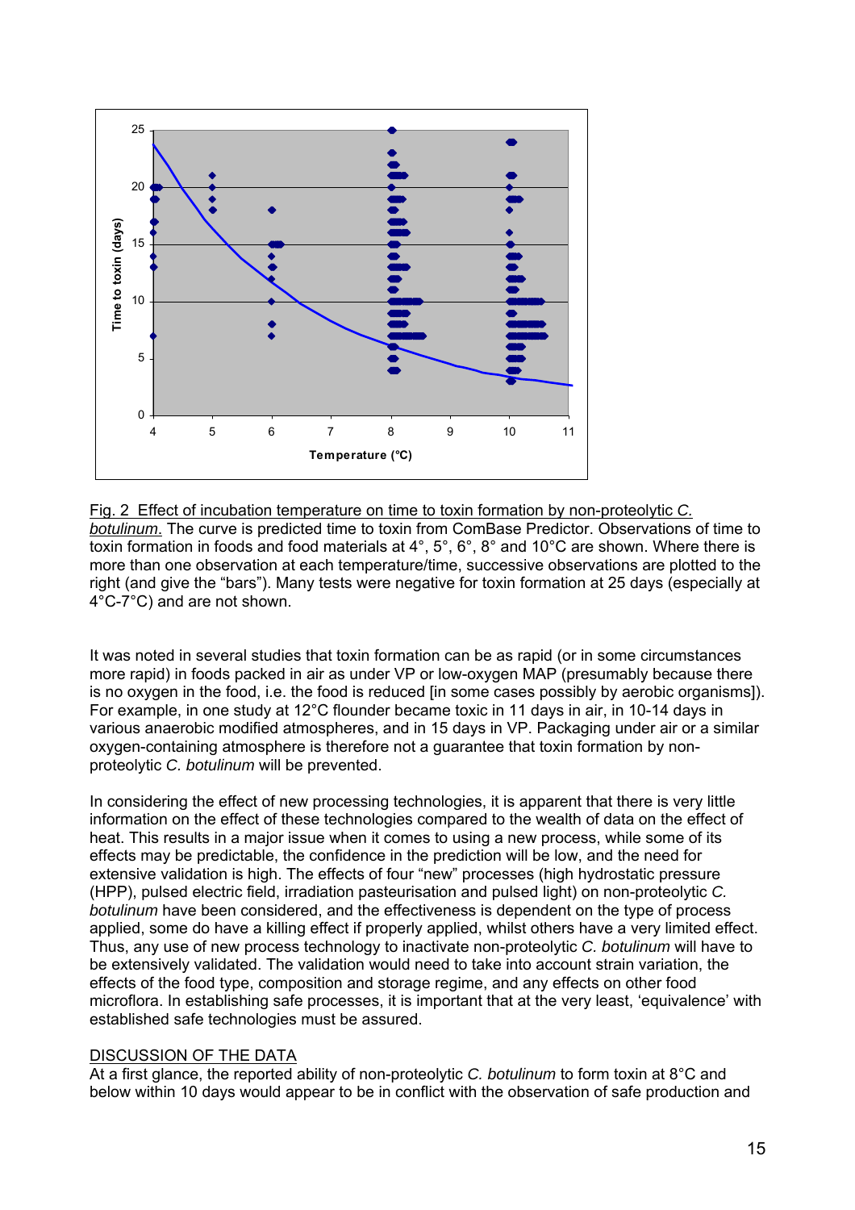Fig. 2 Effect of incubation temperature on time to toxin formation by non-proteolytic *C. botulinum*. The curve is predicted time to toxin from ComBase Predictor. Observations of time to toxin formation in foods and food materials at 4°, 5°, 6°, 8° and 10°C are shown. Where there is more than one observation at each temperature/time, successive observations are plotted to the right (and give the "bars"). Many tests were negative for toxin formation at 25 days (especially at 4°C-7°C) and are not shown.

It was noted in several studies that toxin formation can be as rapid (or in some circumstances more rapid) in foods packed in air as under VP or low-oxygen MAP (presumably because there is no oxygen in the food, i.e. the food is reduced [in some cases possibly by aerobic organisms]). For example, in one study at 12°C flounder became toxic in 11 days in air, in 10-14 days in various anaerobic modified atmospheres, and in 15 days in VP. Packaging under air or a similar oxygen-containing atmosphere is therefore not a guarantee that toxin formation by non-proteolytic *C. botulinum* will be prevented.

In considering the effect of new processing technologies, it is apparent that there is very little information on the effect of these technologies compared to the wealth of data on the effect of heat. This results in a major issue when it comes to using a new process, while some of its effects may be predictable, the confidence in the prediction will be low, and the need for extensive validation is high. The effects of four "new" processes (high hydrostatic pressure (HPP), pulsed electric field, irradiation pasteurisation and pulsed light) on non-proteolytic *C. botulinum* have been considered, and the effectiveness is dependent on the type of process applied, some do have a killing effect if properly applied, whilst others have a very limited effect. Thus, any use of new process technology to inactivate non-proteolytic *C. botulinum* will have to be extensively validated. The validation would need to take into account strain variation, the effects of the food type, composition and storage regime, and any effects on other food microflora. In establishing safe processes, it is important that at the very least, 'equivalence' with established safe technologies must be assured.

## DISCUSSION OF THE DATA

At a first glance, the reported ability of non-proteolytic *C. botulinum* to form toxin at 8°C and below within 10 days would appear to be in conflict with the observation of safe production and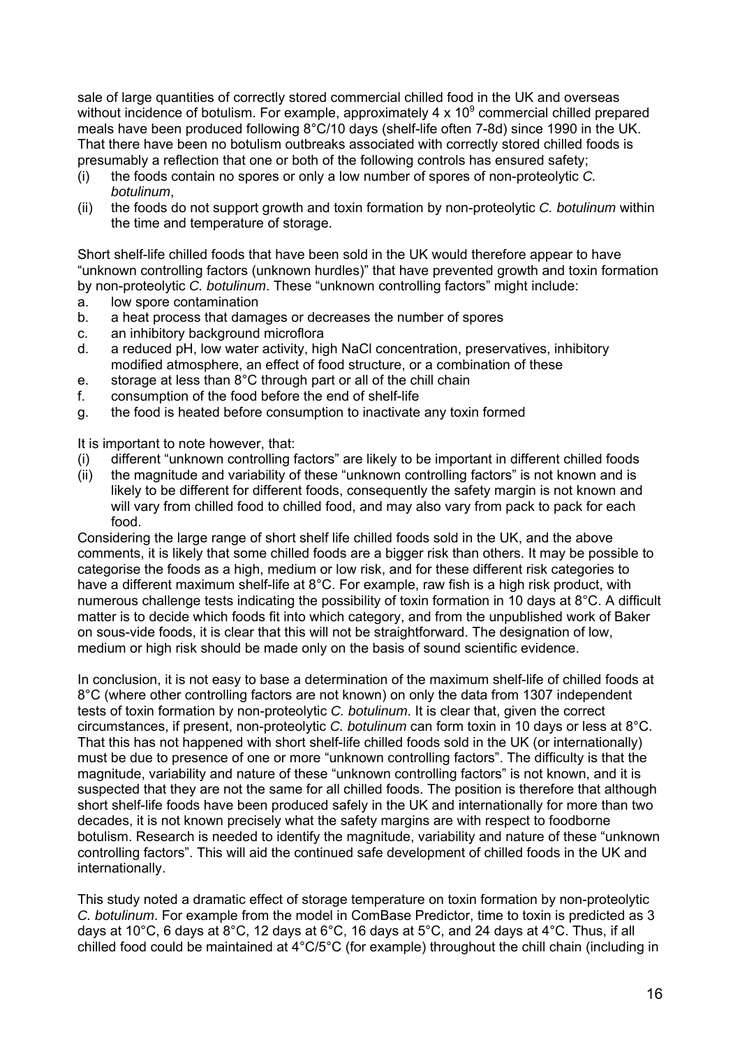sale of large quantities of correctly stored commercial chilled food in the UK and overseas without incidence of botulism. For example, approximately $4 \times 10^9$ commercial chilled prepared meals have been produced following 8°C/10 days (shelf-life often 7-8d) since 1990 in the UK. That there have been no botulism outbreaks associated with correctly stored chilled foods is presumably a reflection that one or both of the following controls has ensured safety;

(i) the foods contain no spores or only a low number of spores of non-proteolytic *C. botulinum*,
(ii) the foods do not support growth and toxin formation by non-proteolytic *C. botulinum* within the time and temperature of storage.

Short shelf-life chilled foods that have been sold in the UK would therefore appear to have "unknown controlling factors (unknown hurdles)" that have prevented growth and toxin formation by non-proteolytic *C. botulinum*. These "unknown controlling factors" might include:

a. low spore contamination
b. a heat process that damages or decreases the number of spores
c. an inhibitory background microflora
d. a reduced pH, low water activity, high NaCl concentration, preservatives, inhibitory modified atmosphere, an effect of food structure, or a combination of these
e. storage at less than 8°C through part or all of the chill chain
f. consumption of the food before the end of shelf-life
g. the food is heated before consumption to inactivate any toxin formed

It is important to note however, that:

(i) different "unknown controlling factors" are likely to be important in different chilled foods
(ii) the magnitude and variability of these "unknown controlling factors" is not known and is likely to be different for different foods, consequently the safety margin is not known and will vary from chilled food to chilled food, and may also vary from pack to pack for each food.

Considering the large range of short shelf life chilled foods sold in the UK, and the above comments, it is likely that some chilled foods are a bigger risk than others. It may be possible to categorise the foods as a high, medium or low risk, and for these different risk categories to have a different maximum shelf-life at 8°C. For example, raw fish is a high risk product, with numerous challenge tests indicating the possibility of toxin formation in 10 days at 8°C. A difficult matter is to decide which foods fit into which category, and from the unpublished work of Baker on sous-vide foods, it is clear that this will not be straightforward. The designation of low, medium or high risk should be made only on the basis of sound scientific evidence.

In conclusion, it is not easy to base a determination of the maximum shelf-life of chilled foods at 8°C (where other controlling factors are not known) on only the data from 1307 independent tests of toxin formation by non-proteolytic *C. botulinum*. It is clear that, given the correct circumstances, if present, non-proteolytic *C. botulinum* can form toxin in 10 days or less at 8°C. That this has not happened with short shelf-life chilled foods sold in the UK (or internationally) must be due to presence of one or more "unknown controlling factors". The difficulty is that the magnitude, variability and nature of these "unknown controlling factors" is not known, and it is suspected that they are not the same for all chilled foods. The position is therefore that although short shelf-life foods have been produced safely in the UK and internationally for more than two decades, it is not known precisely what the safety margins are with respect to foodborne botulism. Research is needed to identify the magnitude, variability and nature of these "unknown controlling factors". This will aid the continued safe development of chilled foods in the UK and internationally.

This study noted a dramatic effect of storage temperature on toxin formation by non-proteolytic *C. botulinum*. For example from the model in ComBase Predictor, time to toxin is predicted as 3 days at 10°C, 6 days at 8°C, 12 days at 6°C, 16 days at 5°C, and 24 days at 4°C. Thus, if all chilled food could be maintained at 4°C/5°C (for example) throughout the chill chain (including in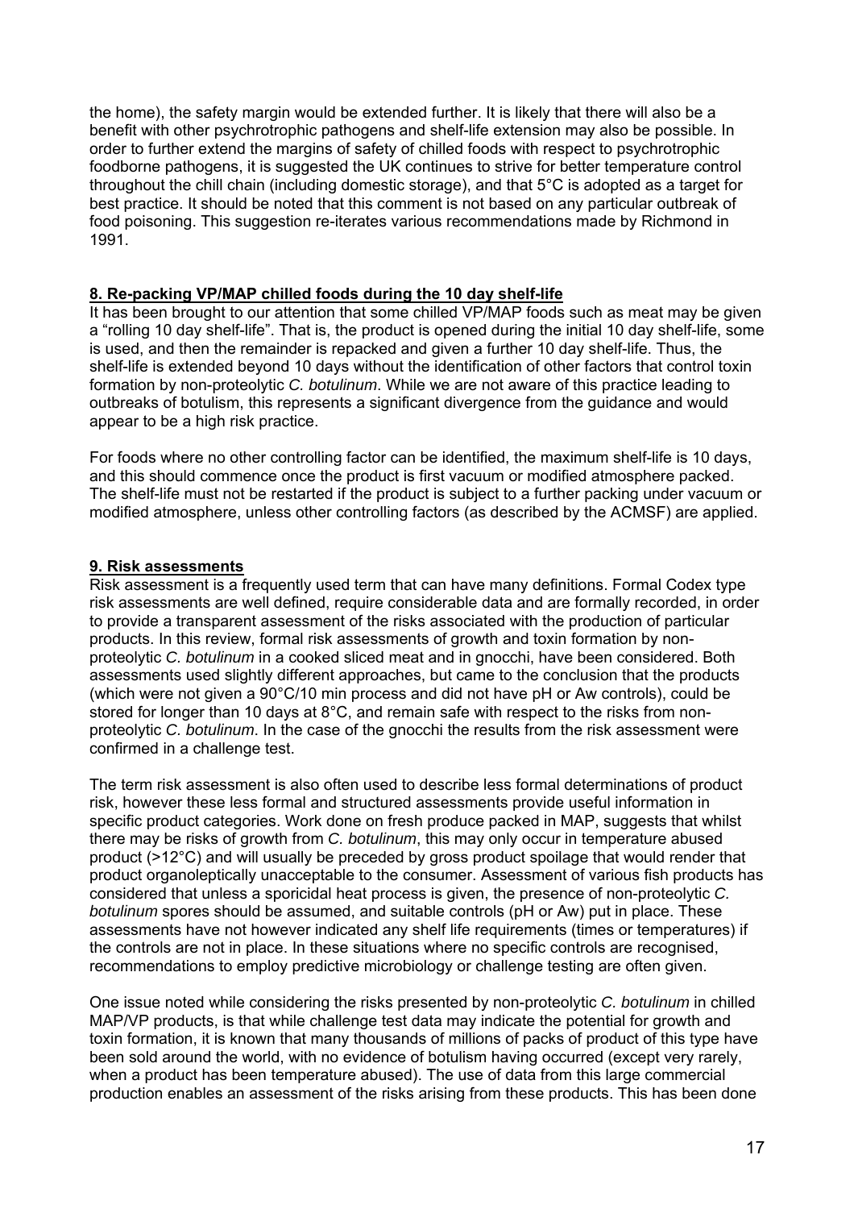the home), the safety margin would be extended further. It is likely that there will also be a benefit with other psychrotrophic pathogens and shelf-life extension may also be possible. In order to further extend the margins of safety of chilled foods with respect to psychrotrophic foodborne pathogens, it is suggested the UK continues to strive for better temperature control throughout the chill chain (including domestic storage), and that 5°C is adopted as a target for best practice. It should be noted that this comment is not based on any particular outbreak of food poisoning. This suggestion re-iterates various recommendations made by Richmond in 1991.

## 8. Re-packing VP/MAP chilled foods during the 10 day shelf-life

It has been brought to our attention that some chilled VP/MAP foods such as meat may be given a "rolling 10 day shelf-life". That is, the product is opened during the initial 10 day shelf-life, some is used, and then the remainder is repacked and given a further 10 day shelf-life. Thus, the shelf-life is extended beyond 10 days without the identification of other factors that control toxin formation by non-proteolytic *C. botulinum*. While we are not aware of this practice leading to outbreaks of botulism, this represents a significant divergence from the guidance and would appear to be a high risk practice.

For foods where no other controlling factor can be identified, the maximum shelf-life is 10 days, and this should commence once the product is first vacuum or modified atmosphere packed. The shelf-life must not be restarted if the product is subject to a further packing under vacuum or modified atmosphere, unless other controlling factors (as described by the ACMSF) are applied.

## 9. Risk assessments

Risk assessment is a frequently used term that can have many definitions. Formal Codex type risk assessments are well defined, require considerable data and are formally recorded, in order to provide a transparent assessment of the risks associated with the production of particular products. In this review, formal risk assessments of growth and toxin formation by non-proteolytic *C. botulinum* in a cooked sliced meat and in gnocchi, have been considered. Both assessments used slightly different approaches, but came to the conclusion that the products (which were not given a 90°C/10 min process and did not have pH or Aw controls), could be stored for longer than 10 days at 8°C, and remain safe with respect to the risks from non-proteolytic *C. botulinum*. In the case of the gnocchi the results from the risk assessment were confirmed in a challenge test.

The term risk assessment is also often used to describe less formal determinations of product risk, however these less formal and structured assessments provide useful information in specific product categories. Work done on fresh produce packed in MAP, suggests that whilst there may be risks of growth from *C. botulinum*, this may only occur in temperature abused product (>12°C) and will usually be preceded by gross product spoilage that would render that product organoleptically unacceptable to the consumer. Assessment of various fish products has considered that unless a sporicidal heat process is given, the presence of non-proteolytic *C. botulinum* spores should be assumed, and suitable controls (pH or Aw) put in place. These assessments have not however indicated any shelf life requirements (times or temperatures) if the controls are not in place. In these situations where no specific controls are recognised, recommendations to employ predictive microbiology or challenge testing are often given.

One issue noted while considering the risks presented by non-proteolytic *C. botulinum* in chilled MAP/VP products, is that while challenge test data may indicate the potential for growth and toxin formation, it is known that many thousands of millions of packs of product of this type have been sold around the world, with no evidence of botulism having occurred (except very rarely, when a product has been temperature abused). The use of data from this large commercial production enables an assessment of the risks arising from these products. This has been done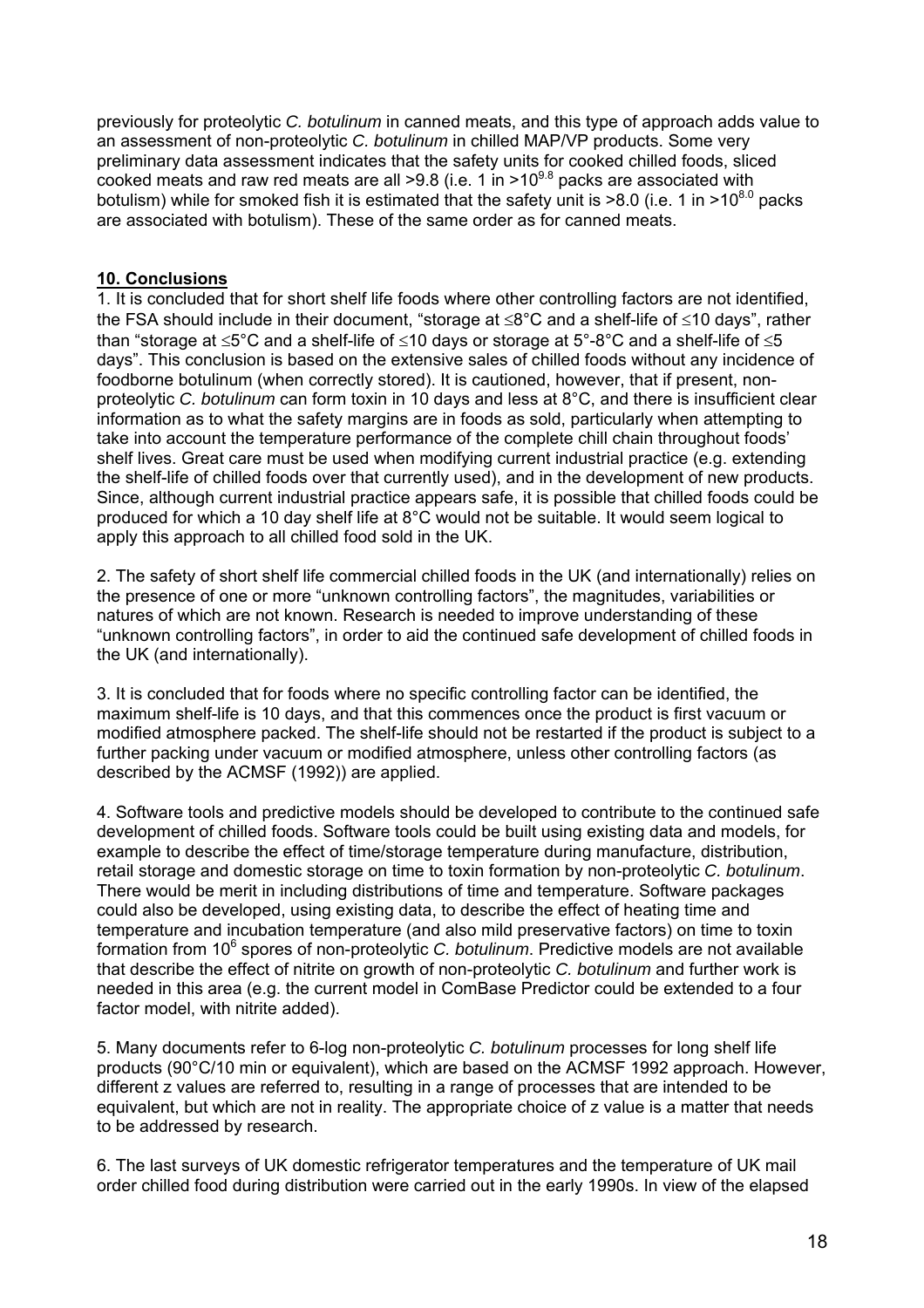previously for proteolytic *C. botulinum* in canned meats, and this type of approach adds value to an assessment of non-proteolytic *C. botulinum* in chilled MAP/VP products. Some very preliminary data assessment indicates that the safety units for cooked chilled foods, sliced cooked meats and raw red meats are all >9.8 (i.e. 1 in $>10^{9.8}$ packs are associated with botulism) while for smoked fish it is estimated that the safety unit is >8.0 (i.e. 1 in $>10^{8.0}$ packs are associated with botulism). These of the same order as for canned meats.

## 10. Conclusions

1. It is concluded that for short shelf life foods where other controlling factors are not identified, the FSA should include in their document, "storage at ≤8°C and a shelf-life of ≤10 days", rather than "storage at ≤5°C and a shelf-life of ≤10 days or storage at 5°-8°C and a shelf-life of ≤5 days". This conclusion is based on the extensive sales of chilled foods without any incidence of foodborne botulinum (when correctly stored). It is cautioned, however, that if present, non-proteolytic *C. botulinum* can form toxin in 10 days and less at 8°C, and there is insufficient clear information as to what the safety margins are in foods as sold, particularly when attempting to take into account the temperature performance of the complete chill chain throughout foods' shelf lives. Great care must be used when modifying current industrial practice (e.g. extending the shelf-life of chilled foods over that currently used), and in the development of new products. Since, although current industrial practice appears safe, it is possible that chilled foods could be produced for which a 10 day shelf life at 8°C would not be suitable. It would seem logical to apply this approach to all chilled food sold in the UK.

2. The safety of short shelf life commercial chilled foods in the UK (and internationally) relies on the presence of one or more "unknown controlling factors", the magnitudes, variabilities or natures of which are not known. Research is needed to improve understanding of these "unknown controlling factors", in order to aid the continued safe development of chilled foods in the UK (and internationally).

3. It is concluded that for foods where no specific controlling factor can be identified, the maximum shelf-life is 10 days, and that this commences once the product is first vacuum or modified atmosphere packed. The shelf-life should not be restarted if the product is subject to a further packing under vacuum or modified atmosphere, unless other controlling factors (as described by the ACMSF (1992)) are applied.

4. Software tools and predictive models should be developed to contribute to the continued safe development of chilled foods. Software tools could be built using existing data and models, for example to describe the effect of time/storage temperature during manufacture, distribution, retail storage and domestic storage on time to toxin formation by non-proteolytic *C. botulinum*. There would be merit in including distributions of time and temperature. Software packages could also be developed, using existing data, to describe the effect of heating time and temperature and incubation temperature (and also mild preservative factors) on time to toxin formation from $10^6$ spores of non-proteolytic *C. botulinum*. Predictive models are not available that describe the effect of nitrite on growth of non-proteolytic *C. botulinum* and further work is needed in this area (e.g. the current model in ComBase Predictor could be extended to a four factor model, with nitrite added).

5. Many documents refer to 6-log non-proteolytic *C. botulinum* processes for long shelf life products (90°C/10 min or equivalent), which are based on the ACMSF 1992 approach. However, different z values are referred to, resulting in a range of processes that are intended to be equivalent, but which are not in reality. The appropriate choice of z value is a matter that needs to be addressed by research.

6. The last surveys of UK domestic refrigerator temperatures and the temperature of UK mail order chilled food during distribution were carried out in the early 1990s. In view of the elapsed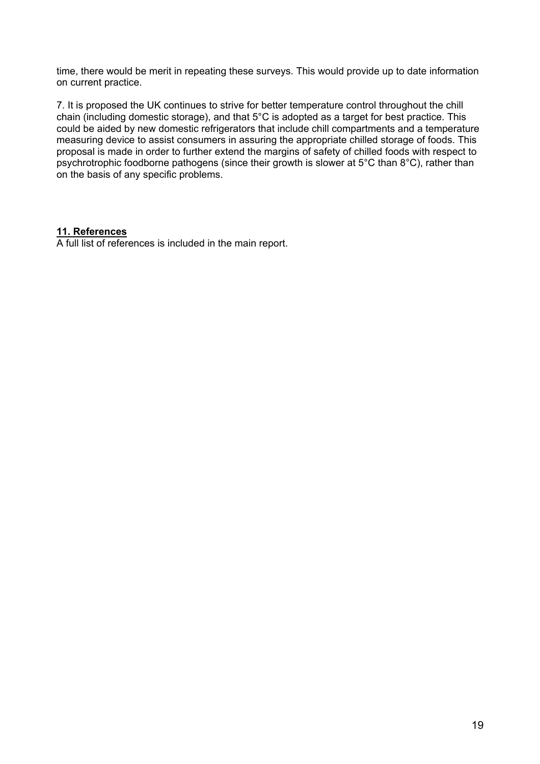time, there would be merit in repeating these surveys. This would provide up to date information on current practice.

7. It is proposed the UK continues to strive for better temperature control throughout the chill chain (including domestic storage), and that 5°C is adopted as a target for best practice. This could be aided by new domestic refrigerators that include chill compartments and a temperature measuring device to assist consumers in assuring the appropriate chilled storage of foods. This proposal is made in order to further extend the margins of safety of chilled foods with respect to psychrotrophic foodborne pathogens (since their growth is slower at 5°C than 8°C), rather than on the basis of any specific problems.

## 11. References

A full list of references is included in the main report.